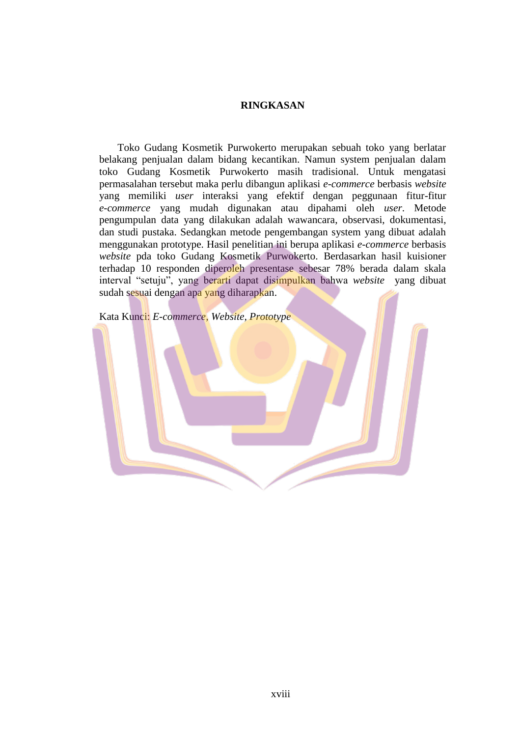# RINGKASAN

Toko Gudang Kosmetik Purwokerto merupakan sebuah toko yang berlatar belakang penjualan dalam bidang kecantikan. Namun system penjualan dalam toko Gudang Kosmetik Purwokerto masih tradisional. Untuk mengatasi permasalahan tersebut maka perlu dibangun aplikasi *e-commerce* berbasis *website* yang memiliki *user* interaksi yang efektif dengan peggunaan fitur-fitur *e-commerce* yang mudah digunakan atau dipahami oleh *user*. Metode pengumpulan data yang dilakukan adalah wawancara, observasi, dokumentasi, dan studi pustaka. Sedangkan metode pengembangan system yang dibuat adalah menggunakan prototype. Hasil penelitian ini berupa aplikasi *e-commerce* berbasis *website* pda toko Gudang Kosmetik Purwokerto. Berdasarkan hasil kuisioner terhadap 10 responden diperoleh presentase sebesar 78% berada dalam skala interval "setuju", yang berarti dapat disimpulkan bahwa *website* yang dibuat sudah sesuai dengan apa yang diharapkan.

Kata Kunci: *E-commerce, Website, Prototype*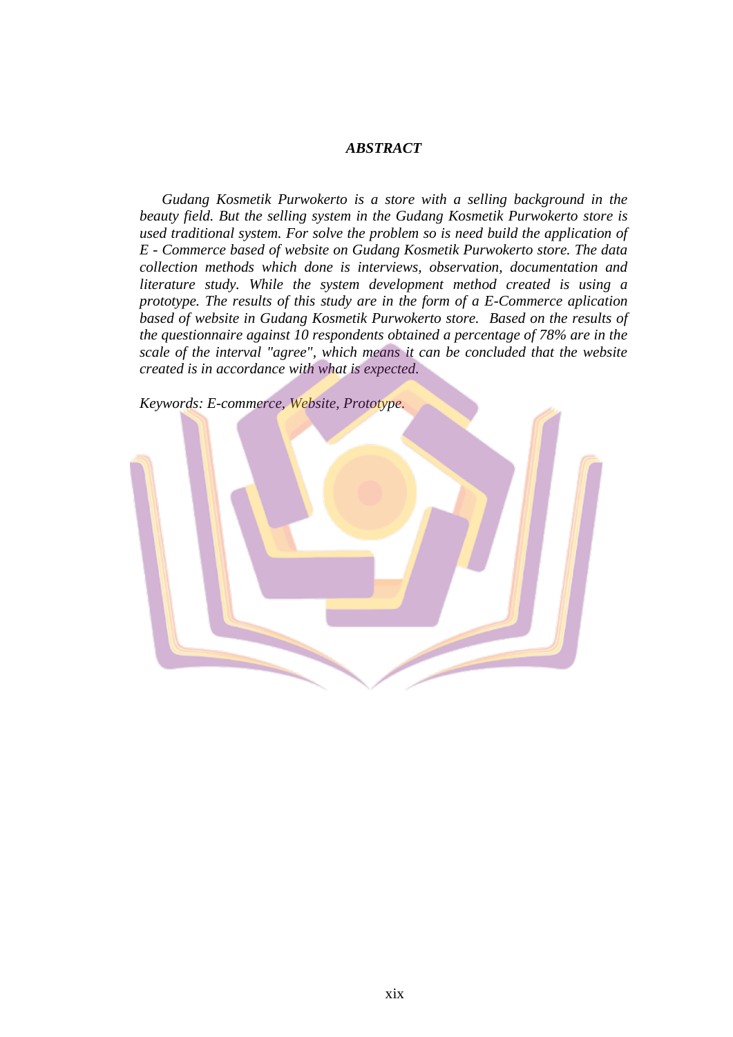# *ABSTRACT*

*Gudang Kosmetik Purwokerto is a store with a selling background in the beauty field. But the selling system in the Gudang Kosmetik Purwokerto store is used traditional system. For solve the problem so is need build the application of E - Commerce based of website on Gudang Kosmetik Purwokerto store. The data collection methods which done is interviews, observation, documentation and literature study. While the system development method created is using a prototype. The results of this study are in the form of a E-Commerce aplication based of website in Gudang Kosmetik Purwokerto store. Based on the results of the questionnaire against 10 respondents obtained a percentage of 78% are in the scale of the interval "agree", which means it can be concluded that the website created is in accordance with what is expected.*

*Keywords: E-commerce, Website, Prototype.*